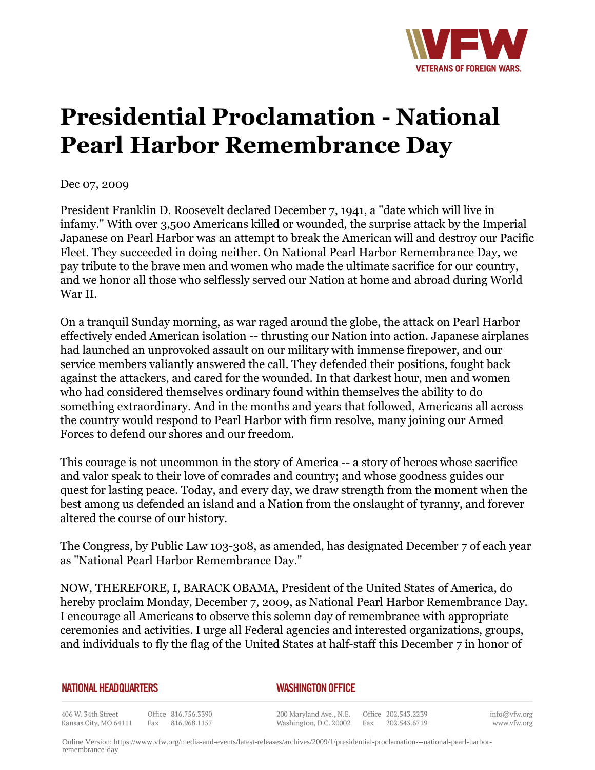# Presidential Proclamation - National Pearl Harbor Remembrance Day

Dec 07, 2009

President Franklin D. Roosevelt declared December 7, 1941, a "date which will live in infamy." With over 3,500 Americans killed or wounded, the surprise attack by the Imperial Japanese on Pearl Harbor was an attempt to break the American will and destroy our Pacific Fleet. They succeeded in doing neither. On National Pearl Harbor Remembrance Day, we pay tribute to the brave men and women who made the ultimate sacrifice for our country, and we honor all those who selflessly served our Nation at home and abroad during World War II.

On a tranquil Sunday morning, as war raged around the globe, the attack on Pearl Harbor effectively ended American isolation -- thrusting our Nation into action. Japanese airplanes had launched an unprovoked assault on our military with immense firepower, and our service members valiantly answered the call. They defended their positions, fought back against the attackers, and cared for the wounded. In that darkest hour, men and women who had considered themselves ordinary found within themselves the ability to do something extraordinary. And in the months and years that followed, Americans all across the country would respond to Pearl Harbor with firm resolve, many joining our Armed Forces to defend our shores and our freedom.

This courage is not uncommon in the story of America -- a story of heroes whose sacrifice and valor speak to their love of comrades and country; and whose goodness guides our quest for lasting peace. Today, and every day, we draw strength from the moment when the best among us defended an island and a Nation from the onslaught of tyranny, and forever altered the course of our history.

The Congress, by Public Law 103-308, as amended, has designated December 7 of each year as "National Pearl Harbor Remembrance Day."

NOW, THEREFORE, I, BARACK OBAMA, President of the United States of America, do hereby proclaim Monday, December 7, 2009, as National Pearl Harbor Remembrance Day. I encourage all Americans to observe this solemn day of remembrance with appropriate ceremonies and activities. I urge all Federal agencies and interested organizations, groups, and individuals to fly the flag of the United States at half-staff this December 7 in honor of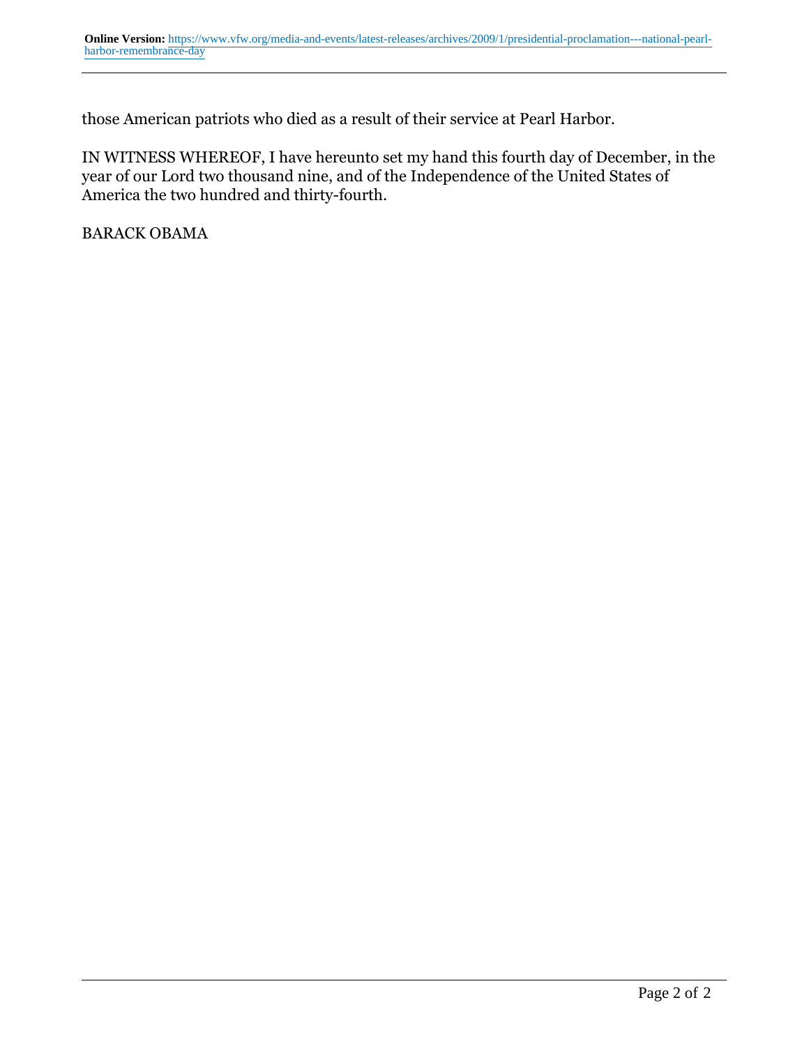those American patriots who died as a result of their service at Pearl Harbor.

IN WITNESS WHEREOF, I have hereunto set my hand this fourth day of December, in the year of our Lord two thousand nine, and of the Independence of the United States of America the two hundred and thirty-fourth.

BARACK OBAMA